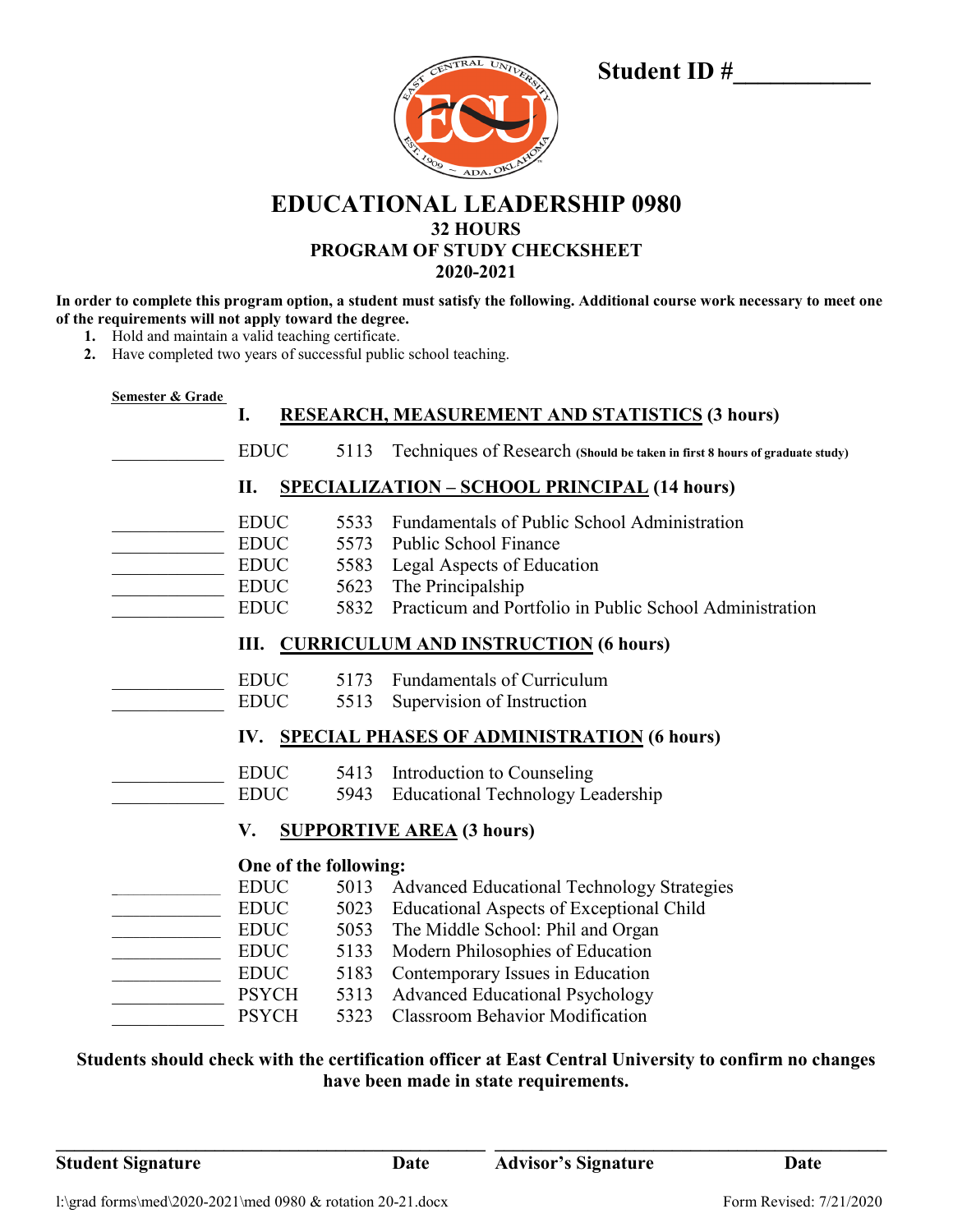**Student ID #\_\_\_\_\_\_\_\_\_\_\_**

# EDUCATIONAL LEADERSHIP 0980

## 32 HOURS
## PROGRAM OF STUDY CHECKSHEET
## 2020-2021

**In order to complete this program option, a student must satisfy the following. Additional course work necessary to meet one of the requirements will not apply toward the degree.**

1. Hold and maintain a valid teaching certificate.
2. Have completed two years of successful public school teaching.

**Semester & Grade**

### I. RESEARCH, MEASUREMENT AND STATISTICS (3 hours)

| Semester & Grade | Dept | No. | Course |
|---|---|---|---|
| \_\_\_\_\_\_\_\_\_\_\_\_ | EDUC | 5113 | Techniques of Research **(Should be taken in first 8 hours of graduate study)** |

### II. SPECIALIZATION – SCHOOL PRINCIPAL (14 hours)

| Semester & Grade | Dept | No. | Course |
|---|---|---|---|
| \_\_\_\_\_\_\_\_\_\_\_\_ | EDUC | 5533 | Fundamentals of Public School Administration |
| \_\_\_\_\_\_\_\_\_\_\_\_ | EDUC | 5573 | Public School Finance |
| \_\_\_\_\_\_\_\_\_\_\_\_ | EDUC | 5583 | Legal Aspects of Education |
| \_\_\_\_\_\_\_\_\_\_\_\_ | EDUC | 5623 | The Principalship |
| \_\_\_\_\_\_\_\_\_\_\_\_ | EDUC | 5832 | Practicum and Portfolio in Public School Administration |

### III. CURRICULUM AND INSTRUCTION (6 hours)

| Semester & Grade | Dept | No. | Course |
|---|---|---|---|
| \_\_\_\_\_\_\_\_\_\_\_\_ | EDUC | 5173 | Fundamentals of Curriculum |
| \_\_\_\_\_\_\_\_\_\_\_\_ | EDUC | 5513 | Supervision of Instruction |

### IV. SPECIAL PHASES OF ADMINISTRATION (6 hours)

| Semester & Grade | Dept | No. | Course |
|---|---|---|---|
| \_\_\_\_\_\_\_\_\_\_\_\_ | EDUC | 5413 | Introduction to Counseling |
| \_\_\_\_\_\_\_\_\_\_\_\_ | EDUC | 5943 | Educational Technology Leadership |

### V. SUPPORTIVE AREA (3 hours)

**One of the following:**

| Semester & Grade | Dept | No. | Course |
|---|---|---|---|
| \_\_\_\_\_\_\_\_\_\_\_\_ | EDUC | 5013 | Advanced Educational Technology Strategies |
| \_\_\_\_\_\_\_\_\_\_\_\_ | EDUC | 5023 | Educational Aspects of Exceptional Child |
| \_\_\_\_\_\_\_\_\_\_\_\_ | EDUC | 5053 | The Middle School: Phil and Organ |
| \_\_\_\_\_\_\_\_\_\_\_\_ | EDUC | 5133 | Modern Philosophies of Education |
| \_\_\_\_\_\_\_\_\_\_\_\_ | EDUC | 5183 | Contemporary Issues in Education |
| \_\_\_\_\_\_\_\_\_\_\_\_ | PSYCH | 5313 | Advanced Educational Psychology |
| \_\_\_\_\_\_\_\_\_\_\_\_ | PSYCH | 5323 | Classroom Behavior Modification |

**Students should check with the certification officer at East Central University to confirm no changes have been made in state requirements.**

\_\_\_\_\_\_\_\_\_\_\_\_\_\_\_\_\_\_\_\_\_\_\_\_\_\_\_\_\_\_\_\_\_\_\_\_\_\_\_\_ \_\_\_\_\_\_\_\_\_\_\_\_\_\_\_\_\_\_\_\_\_\_\_\_\_\_\_\_\_\_\_\_\_\_\_\_\_\_\_\_

**Student Signature** **Date** **Advisor's Signature** **Date**

l:\grad forms\med\2020-2021\med 0980 & rotation 20-21.docx Form Revised: 7/21/2020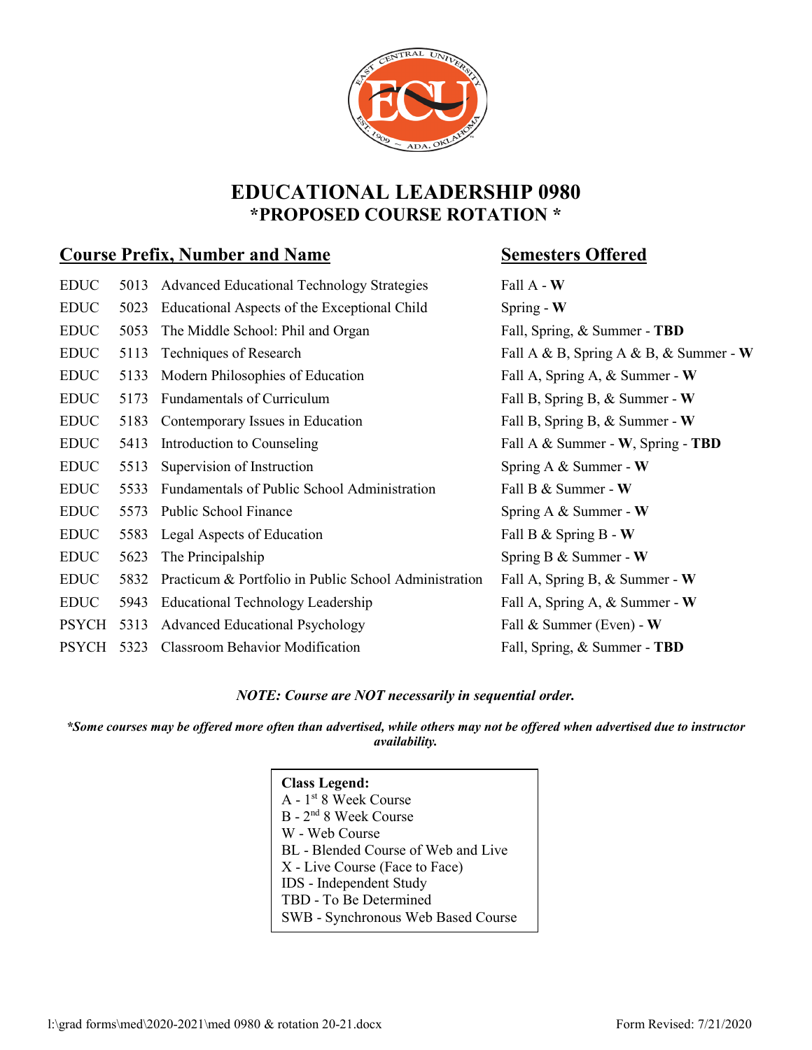# EDUCATIONAL LEADERSHIP 0980
## *PROPOSED COURSE ROTATION *

| Course Prefix, Number and Name | | | Semesters Offered |
|---|---|---|---|
| EDUC | 5013 | Advanced Educational Technology Strategies | Fall A - **W** |
| EDUC | 5023 | Educational Aspects of the Exceptional Child | Spring - **W** |
| EDUC | 5053 | The Middle School: Phil and Organ | Fall, Spring, & Summer - **TBD** |
| EDUC | 5113 | Techniques of Research | Fall A & B, Spring A & B, & Summer - **W** |
| EDUC | 5133 | Modern Philosophies of Education | Fall A, Spring A, & Summer - **W** |
| EDUC | 5173 | Fundamentals of Curriculum | Fall B, Spring B, & Summer - **W** |
| EDUC | 5183 | Contemporary Issues in Education | Fall B, Spring B, & Summer - **W** |
| EDUC | 5413 | Introduction to Counseling | Fall A & Summer - **W**, Spring - **TBD** |
| EDUC | 5513 | Supervision of Instruction | Spring A & Summer - **W** |
| EDUC | 5533 | Fundamentals of Public School Administration | Fall B & Summer - **W** |
| EDUC | 5573 | Public School Finance | Spring A & Summer - **W** |
| EDUC | 5583 | Legal Aspects of Education | Fall B & Spring B - **W** |
| EDUC | 5623 | The Principalship | Spring B & Summer - **W** |
| EDUC | 5832 | Practicum & Portfolio in Public School Administration | Fall A, Spring B, & Summer - **W** |
| EDUC | 5943 | Educational Technology Leadership | Fall A, Spring A, & Summer - **W** |
| PSYCH | 5313 | Advanced Educational Psychology | Fall & Summer (Even) - **W** |
| PSYCH | 5323 | Classroom Behavior Modification | Fall, Spring, & Summer - **TBD** |

***NOTE: Course are NOT necessarily in sequential order.***

****Some courses may be offered more often than advertised, while others may not be offered when advertised due to instructor availability.***

**Class Legend:**
A - 1st 8 Week Course
B - 2nd 8 Week Course
W - Web Course
BL - Blended Course of Web and Live
X - Live Course (Face to Face)
IDS - Independent Study
TBD - To Be Determined
SWB - Synchronous Web Based Course

l:\grad forms\med\2020-2021\med 0980 & rotation 20-21.docx Form Revised: 7/21/2020